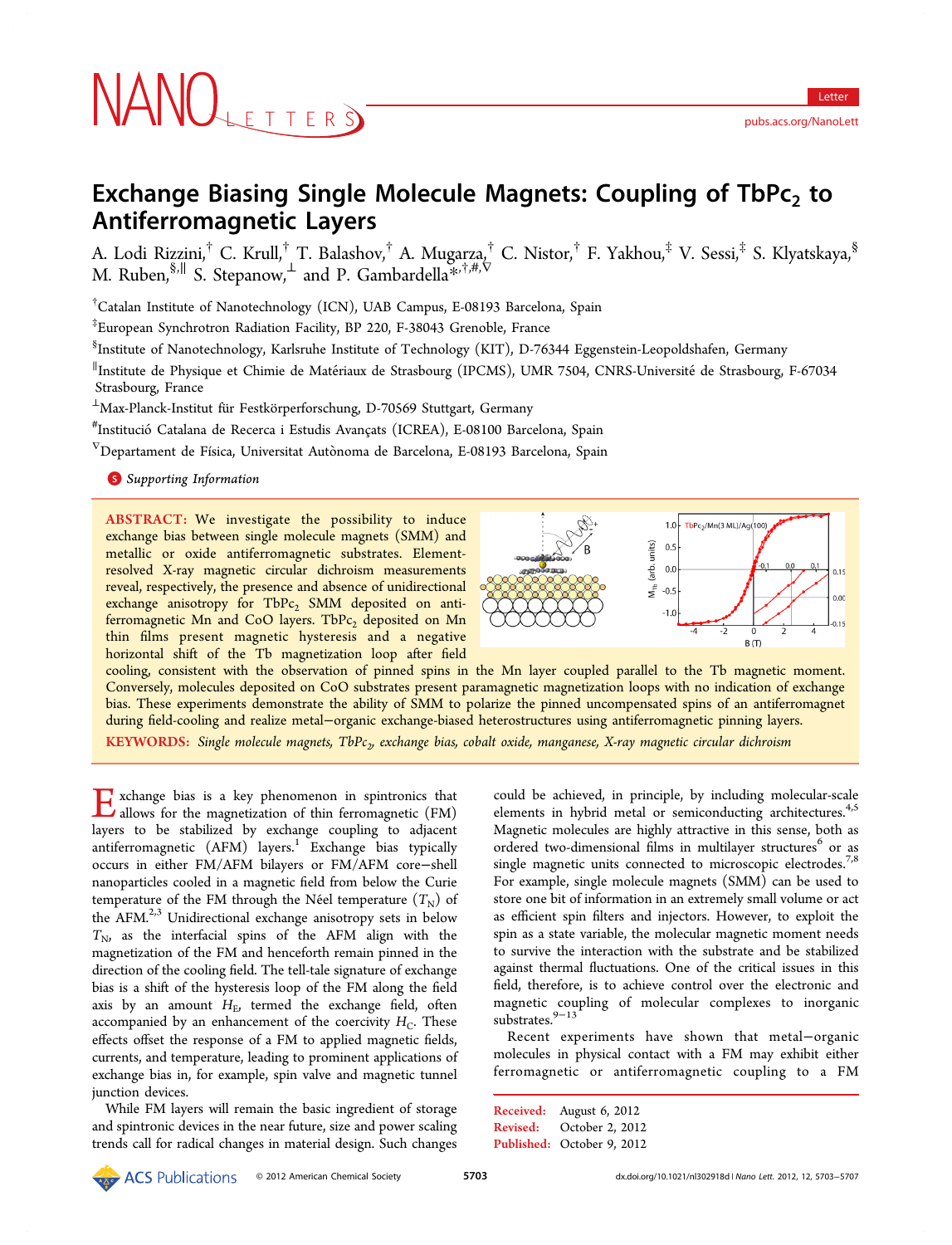# Exchange Biasing Single Molecule Magnets: Coupling of $TbPc_2$ to Antiferromagnetic Layers

A. Lodi Rizzini,[†] C. Krull,[†] T. Balashov,[†] A. Mugarza,[†] C. Nistor,[†] F. Yakhou,[‡] V. Sessi,[‡] S. Klyatskaya,[§] M. Ruben,[§,∥] S. Stepanow,[⊥] and P. Gambardella*[,†,#,∇]

[†]Catalan Institute of Nanotechnology (ICN), UAB Campus, E-08193 Barcelona, Spain

[‡]European Synchrotron Radiation Facility, BP 220, F-38043 Grenoble, France

[§]Institute of Nanotechnology, Karlsruhe Institute of Technology (KIT), D-76344 Eggenstein-Leopoldshafen, Germany

[∥]Institute de Physique et Chimie de Matériaux de Strasbourg (IPCMS), UMR 7504, CNRS-Université de Strasbourg, F-67034 Strasbourg, France

[⊥]Max-Planck-Institut für Festkörperforschung, D-70569 Stuttgart, Germany

[#]Institució Catalana de Recerca i Estudis Avançats (ICREA), E-08100 Barcelona, Spain

[∇]Departament de Física, Universitat Autònoma de Barcelona, E-08193 Barcelona, Spain

*Supporting Information*

**ABSTRACT:** We investigate the possibility to induce exchange bias between single molecule magnets (SMM) and metallic or oxide antiferromagnetic substrates. Element-resolved X-ray magnetic circular dichroism measurements reveal, respectively, the presence and absence of unidirectional exchange anisotropy for $TbPc_2$ SMM deposited on antiferromagnetic Mn and CoO layers. $TbPc_2$ deposited on Mn thin films present magnetic hysteresis and a negative horizontal shift of the Tb magnetization loop after field cooling, consistent with the observation of pinned spins in the Mn layer coupled parallel to the Tb magnetic moment. Conversely, molecules deposited on CoO substrates present paramagnetic magnetization loops with no indication of exchange bias. These experiments demonstrate the ability of SMM to polarize the pinned uncompensated spins of an antiferromagnet during field-cooling and realize metal–organic exchange-biased heterostructures using antiferromagnetic pinning layers.

**KEYWORDS:** *Single molecule magnets, $TbPc_2$, exchange bias, cobalt oxide, manganese, X-ray magnetic circular dichroism*

Exchange bias is a key phenomenon in spintronics that allows for the magnetization of thin ferromagnetic (FM) layers to be stabilized by exchange coupling to adjacent antiferromagnetic (AFM) layers.[1] Exchange bias typically occurs in either FM/AFM bilayers or FM/AFM core–shell nanoparticles cooled in a magnetic field from below the Curie temperature of the FM through the Néel temperature ($T_N$) of the AFM.[2,3] Unidirectional exchange anisotropy sets in below $T_N$, as the interfacial spins of the AFM align with the magnetization of the FM and henceforth remain pinned in the direction of the cooling field. The tell-tale signature of exchange bias is a shift of the hysteresis loop of the FM along the field axis by an amount $H_E$, termed the exchange field, often accompanied by an enhancement of the coercivity $H_C$. These effects offset the response of a FM to applied magnetic fields, currents, and temperature, leading to prominent applications of exchange bias in, for example, spin valve and magnetic tunnel junction devices.

While FM layers will remain the basic ingredient of storage and spintronic devices in the near future, size and power scaling trends call for radical changes in material design. Such changes could be achieved, in principle, by including molecular-scale elements in hybrid metal or semiconducting architectures.[4,5] Magnetic molecules are highly attractive in this sense, both as ordered two-dimensional films in multilayer structures[6] or as single magnetic units connected to microscopic electrodes.[7,8] For example, single molecule magnets (SMM) can be used to store one bit of information in an extremely small volume or act as efficient spin filters and injectors. However, to exploit the spin as a state variable, the molecular magnetic moment needs to survive the interaction with the substrate and be stabilized against thermal fluctuations. One of the critical issues in this field, therefore, is to achieve control over the electronic and magnetic coupling of molecular complexes to inorganic substrates.[9−13]

Recent experiments have shown that metal–organic molecules in physical contact with a FM may exhibit either ferromagnetic or antiferromagnetic coupling to a FM

Received: August 6, 2012
Revised: October 2, 2012
Published: October 9, 2012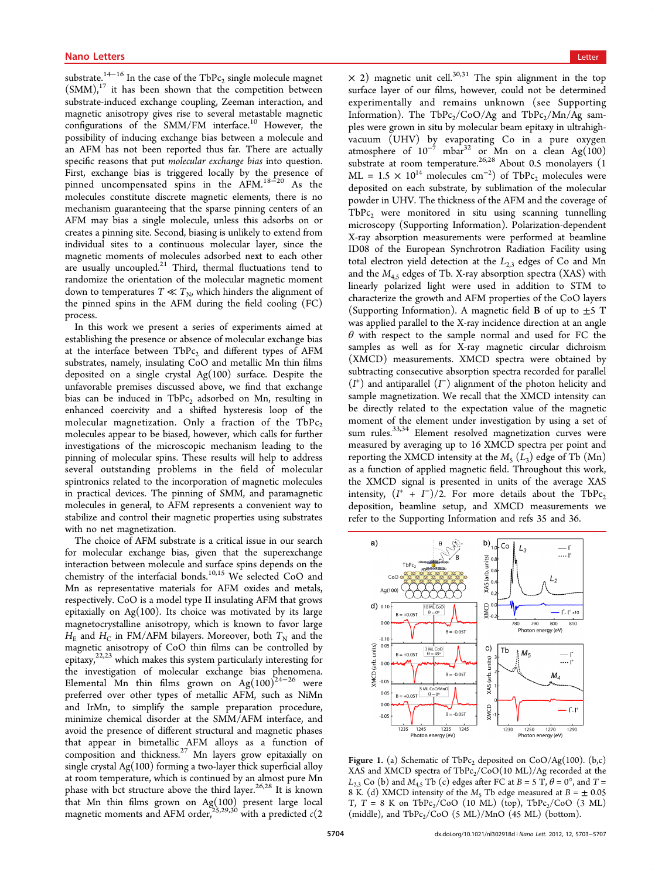substrate.[14−16] In the case of the $TbPc_2$ single molecule magnet (SMM),[17] it has been shown that the competition between substrate-induced exchange coupling, Zeeman interaction, and magnetic anisotropy gives rise to several metastable magnetic configurations of the SMM/FM interface.[10] However, the possibility of inducing exchange bias between a molecule and an AFM has not been reported thus far. There are actually specific reasons that put *molecular exchange bias* into question. First, exchange bias is triggered locally by the presence of pinned uncompensated spins in the AFM.[18−20] As the molecules constitute discrete magnetic elements, there is no mechanism guaranteeing that the sparse pinning centers of an AFM may bias a single molecule, unless this adsorbs on or creates a pinning site. Second, biasing is unlikely to extend from individual sites to a continuous molecular layer, since the magnetic moments of molecules adsorbed next to each other are usually uncoupled.[21] Third, thermal fluctuations tend to randomize the orientation of the molecular magnetic moment down to temperatures $T \ll T_N$, which hinders the alignment of the pinned spins in the AFM during the field cooling (FC) process.

In this work we present a series of experiments aimed at establishing the presence or absence of molecular exchange bias at the interface between $TbPc_2$ and different types of AFM substrates, namely, insulating CoO and metallic Mn thin films deposited on a single crystal Ag(100) surface. Despite the unfavorable premises discussed above, we find that exchange bias can be induced in $TbPc_2$ adsorbed on Mn, resulting in enhanced coercivity and a shifted hysteresis loop of the molecular magnetization. Only a fraction of the $TbPc_2$ molecules appear to be biased, however, which calls for further investigations of the microscopic mechanism leading to the pinning of molecular spins. These results will help to address several outstanding problems in the field of molecular spintronics related to the incorporation of magnetic molecules in practical devices. The pinning of SMM, and paramagnetic molecules in general, to AFM represents a convenient way to stabilize and control their magnetic properties using substrates with no net magnetization.

The choice of AFM substrate is a critical issue in our search for molecular exchange bias, given that the superexchange interaction between molecule and surface spins depends on the chemistry of the interfacial bonds.[10,15] We selected CoO and Mn as representative materials for AFM oxides and metals, respectively. CoO is a model type II insulating AFM that grows epitaxially on Ag(100). Its choice was motivated by its large magnetocrystalline anisotropy, which is known to favor large $H_E$ and $H_C$ in FM/AFM bilayers. Moreover, both $T_N$ and the magnetic anisotropy of CoO thin films can be controlled by epitaxy,[22,23] which makes this system particularly interesting for the investigation of molecular exchange bias phenomena. Elemental Mn thin films grown on Ag(100)[24−26] were preferred over other types of metallic AFM, such as NiMn and IrMn, to simplify the sample preparation procedure, minimize chemical disorder at the SMM/AFM interface, and avoid the presence of different structural and magnetic phases that appear in bimetallic AFM alloys as a function of composition and thickness.[27] Mn layers grow epitaxially on single crystal Ag(100) forming a two-layer thick superficial alloy at room temperature, which is continued by an almost pure Mn phase with bct structure above the third layer.[26,28] It is known that Mn thin films grown on Ag(100) present large local magnetic moments and AFM order,[25,29,30] with a predicted $c(2 \times 2)$ magnetic unit cell.[30,31] The spin alignment in the top surface layer of our films, however, could not be determined experimentally and remains unknown (see Supporting Information). The $TbPc_2$/CoO/Ag and $TbPc_2$/Mn/Ag samples were grown in situ by molecular beam epitaxy in ultrahigh-vacuum (UHV) by evaporating Co in a pure oxygen atmosphere of $10^{-7}$ mbar[32] or Mn on a clean Ag(100) substrate at room temperature.[26,28] About 0.5 monolayers (1 ML = $1.5 \times 10^{14}$ molecules $cm^{-2}$) of $TbPc_2$ molecules were deposited on each substrate, by sublimation of the molecular powder in UHV. The thickness of the AFM and the coverage of $TbPc_2$ were monitored in situ using scanning tunnelling microscopy (Supporting Information). Polarization-dependent X-ray absorption measurements were performed at beamline ID08 of the European Synchrotron Radiation Facility using total electron yield detection at the $L_{2,3}$ edges of Co and Mn and the $M_{4,5}$ edges of Tb. X-ray absorption spectra (XAS) with linearly polarized light were used in addition to STM to characterize the growth and AFM properties of the CoO layers (Supporting Information). A magnetic field **B** of up to ±5 T was applied parallel to the X-ray incidence direction at an angle $\theta$ with respect to the sample normal and used for FC the samples as well as for X-ray magnetic circular dichroism (XMCD) measurements. XMCD spectra were obtained by subtracting consecutive absorption spectra recorded for parallel ($I^+$) and antiparallel ($I^-$) alignment of the photon helicity and sample magnetization. We recall that the XMCD intensity can be directly related to the expectation value of the magnetic moment of the element under investigation by using a set of sum rules.[33,34] Element resolved magnetization curves were measured by averaging up to 16 XMCD spectra per point and reporting the XMCD intensity at the $M_5$ ($L_3$) edge of Tb (Mn) as a function of applied magnetic field. Throughout this work, the XMCD signal is presented in units of the average XAS intensity, $(I^+ + I^-)/2$. For more details about the $TbPc_2$ deposition, beamline setup, and XMCD measurements we refer to the Supporting Information and refs 35 and 36.

**Figure 1.** (a) Schematic of $TbPc_2$ deposited on CoO/Ag(100). (b,c) XAS and XMCD spectra of $TbPc_2$/CoO(10 ML)/Ag recorded at the $L_{2,3}$ Co (b) and $M_{4,5}$ Tb (c) edges after FC at $B = 5$ T, $\theta = 0°$, and $T = 8$ K. (d) XMCD intensity of the $M_5$ Tb edge measured at $B = \pm 0.05$ T, $T = 8$ K on $TbPc_2$/CoO (10 ML) (top), $TbPc_2$/CoO (3 ML) (middle), and $TbPc_2$/CoO (5 ML)/MnO (45 ML) (bottom).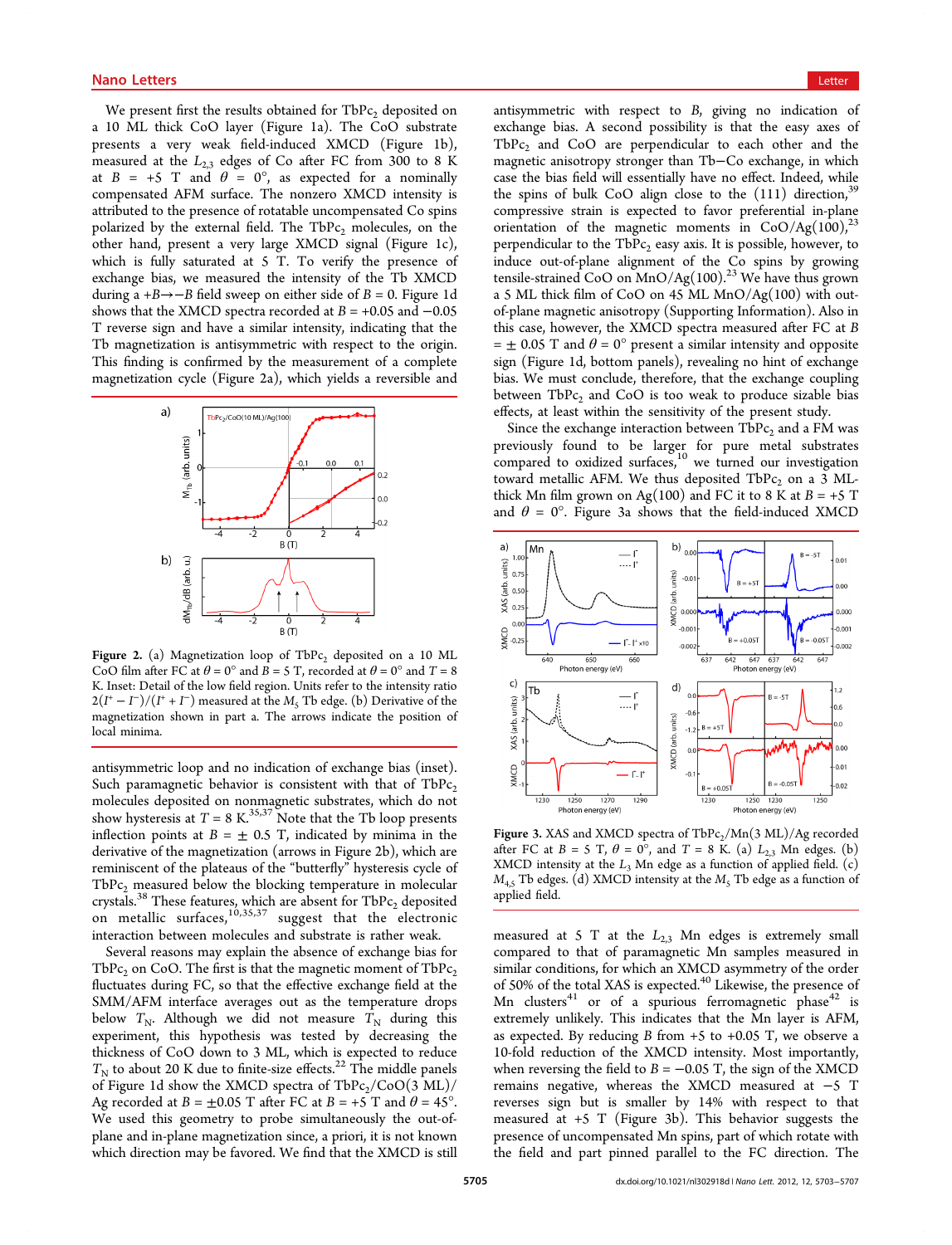We present first the results obtained for $TbPc_2$ deposited on a 10 ML thick CoO layer (Figure 1a). The CoO substrate presents a very weak field-induced XMCD (Figure 1b), measured at the $L_{2,3}$ edges of Co after FC from 300 to 8 K at $B = +5$ T and $\theta = 0°$, as expected for a nominally compensated AFM surface. The nonzero XMCD intensity is attributed to the presence of rotatable uncompensated Co spins polarized by the external field. The $TbPc_2$ molecules, on the other hand, present a very large XMCD signal (Figure 1c), which is fully saturated at 5 T. To verify the presence of exchange bias, we measured the intensity of the Tb XMCD during a $+B \rightarrow -B$ field sweep on either side of $B = 0$. Figure 1d shows that the XMCD spectra recorded at $B = +0.05$ and $-0.05$ T reverse sign and have a similar intensity, indicating that the Tb magnetization is antisymmetric with respect to the origin. This finding is confirmed by the measurement of a complete magnetization cycle (Figure 2a), which yields a reversible and antisymmetric loop and no indication of exchange bias (inset). Such paramagnetic behavior is consistent with that of $TbPc_2$ molecules deposited on nonmagnetic substrates, which do not show hysteresis at $T = 8$ K.[35,37] Note that the Tb loop presents inflection points at $B = \pm 0.5$ T, indicated by minima in the derivative of the magnetization (arrows in Figure 2b), which are reminiscent of the plateaus of the "butterfly" hysteresis cycle of $TbPc_2$ measured below the blocking temperature in molecular crystals.[38] These features, which are absent for $TbPc_2$ deposited on metallic surfaces,[10,35,37] suggest that the electronic interaction between molecules and substrate is rather weak.

Figure 2. (a) Magnetization loop of $TbPc_2$ deposited on a 10 ML CoO film after FC at $\theta = 0°$ and $B = 5$ T, recorded at $\theta = 0°$ and $T = 8$ K. Inset: Detail of the low field region. Units refer to the intensity ratio $2(I^+ - I^-)/(I^+ + I^-)$ measured at the $M_5$ Tb edge. (b) Derivative of the magnetization shown in part a. The arrows indicate the position of local minima.

Several reasons may explain the absence of exchange bias for $TbPc_2$ on CoO. The first is that the magnetic moment of $TbPc_2$ fluctuates during FC, so that the effective exchange field at the SMM/AFM interface averages out as the temperature drops below $T_N$. Although we did not measure $T_N$ during this experiment, this hypothesis was tested by decreasing the thickness of CoO down to 3 ML, which is expected to reduce $T_N$ to about 20 K due to finite-size effects.[22] The middle panels of Figure 1d show the XMCD spectra of $TbPc_2$/CoO(3 ML)/Ag recorded at $B = \pm 0.05$ T after FC at $B = +5$ T and $\theta = 45°$. We used this geometry to probe simultaneously the out-of-plane and in-plane magnetization since, a priori, it is not known which direction may be favored. We find that the XMCD is still antisymmetric with respect to $B$, giving no indication of exchange bias. A second possibility is that the easy axes of $TbPc_2$ and CoO are perpendicular to each other and the magnetic anisotropy stronger than Tb−Co exchange, in which case the bias field will essentially have no effect. Indeed, while the spins of bulk CoO align close to the (111) direction,[39] compressive strain is expected to favor preferential in-plane orientation of the magnetic moments in CoO/Ag(100),[23] perpendicular to the $TbPc_2$ easy axis. It is possible, however, to induce out-of-plane alignment of the Co spins by growing tensile-strained CoO on MnO/Ag(100).[23] We have thus grown a 5 ML thick film of CoO on 45 ML MnO/Ag(100) with out-of-plane magnetic anisotropy (Supporting Information). Also in this case, however, the XMCD spectra measured after FC at $B = \pm 0.05$ T and $\theta = 0°$ present a similar intensity and opposite sign (Figure 1d, bottom panels), revealing no hint of exchange bias. We must conclude, therefore, that the exchange coupling between $TbPc_2$ and CoO is too weak to produce sizable bias effects, at least within the sensitivity of the present study.

Since the exchange interaction between $TbPc_2$ and a FM was previously found to be larger for pure metal substrates compared to oxidized surfaces,[10] we turned our investigation toward metallic AFM. We thus deposited $TbPc_2$ on a 3 ML-thick Mn film grown on Ag(100) and FC it to 8 K at $B = +5$ T and $\theta = 0°$. Figure 3a shows that the field-induced XMCD measured at 5 T at the $L_{2,3}$ Mn edges is extremely small compared to that of paramagnetic Mn samples measured in similar conditions, for which an XMCD asymmetry of the order of 50% of the total XAS is expected.[40] Likewise, the presence of Mn clusters[41] or of a spurious ferromagnetic phase[42] is extremely unlikely. This indicates that the Mn layer is AFM, as expected. By reducing $B$ from +5 to +0.05 T, we observe a 10-fold reduction of the XMCD intensity. Most importantly, when reversing the field to $B = -0.05$ T, the sign of the XMCD remains negative, whereas the XMCD measured at −5 T reverses sign but is smaller by 14% with respect to that measured at +5 T (Figure 3b). This behavior suggests the presence of uncompensated Mn spins, part of which rotate with the field and part pinned parallel to the FC direction. The

Figure 3. XAS and XMCD spectra of $TbPc_2$/Mn(3 ML)/Ag recorded after FC at $B = 5$ T, $\theta = 0°$, and $T = 8$ K. (a) $L_{2,3}$ Mn edges. (b) XMCD intensity at the $L_3$ Mn edge as a function of applied field. (c) $M_{4,5}$ Tb edges. (d) XMCD intensity at the $M_5$ Tb edge as a function of applied field.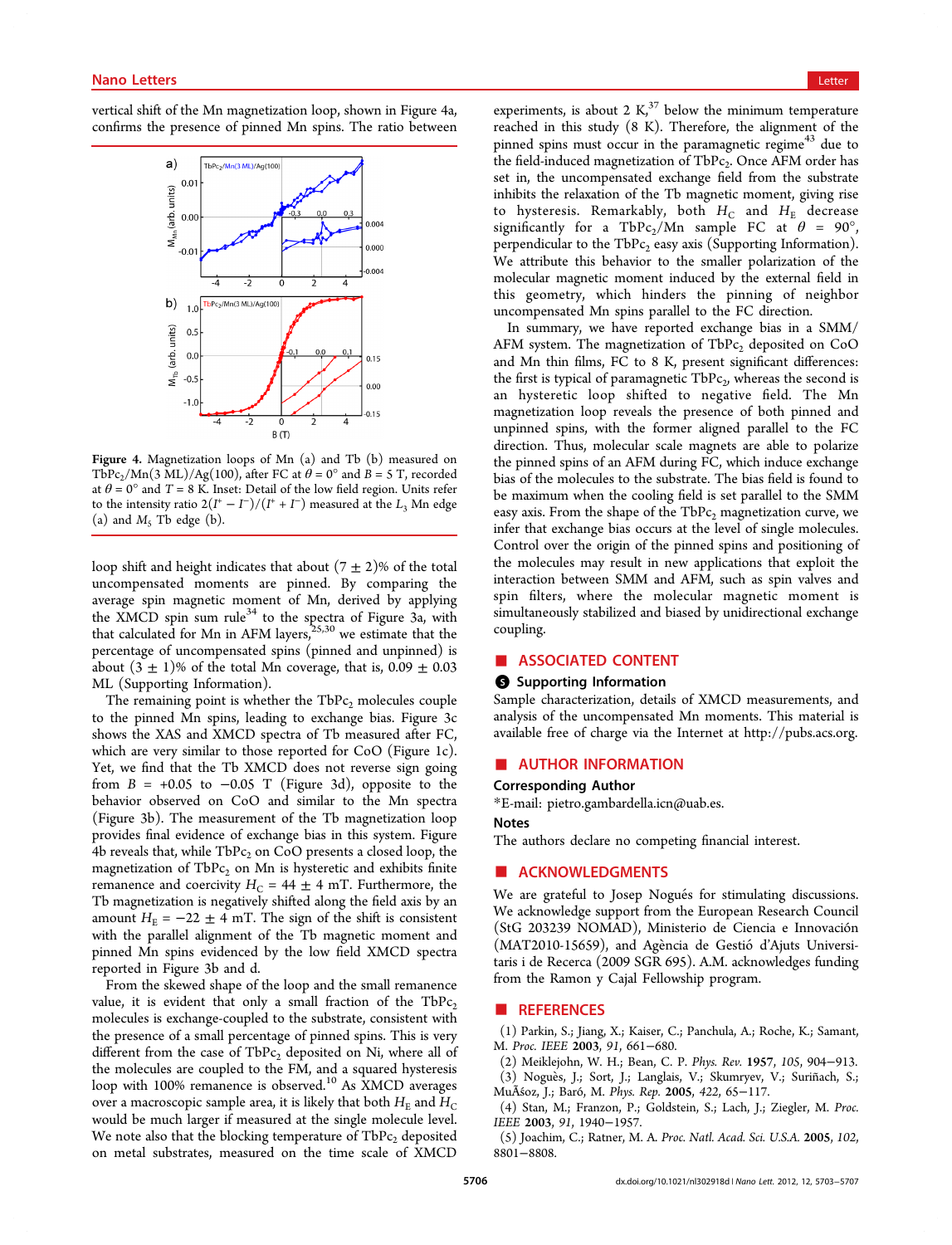vertical shift of the Mn magnetization loop, shown in Figure 4a, confirms the presence of pinned Mn spins. The ratio between loop shift and height indicates that about (7 ± 2)% of the total uncompensated moments are pinned. By comparing the average spin magnetic moment of Mn, derived by applying the XMCD spin sum rule[34] to the spectra of Figure 3a, with that calculated for Mn in AFM layers,[25,30] we estimate that the percentage of uncompensated spins (pinned and unpinned) is about (3 ± 1)% of the total Mn coverage, that is, 0.09 ± 0.03 ML (Supporting Information).

Figure 4. Magnetization loops of Mn (a) and Tb (b) measured on $TbPc_2$/Mn(3 ML)/Ag(100), after FC at $\theta = 0°$ and $B = 5$ T, recorded at $\theta = 0°$ and $T = 8$ K. Inset: Detail of the low field region. Units refer to the intensity ratio $2(I^+ - I^-)/(I^+ + I^-)$ measured at the $L_3$ Mn edge (a) and $M_5$ Tb edge (b).

The remaining point is whether the $TbPc_2$ molecules couple to the pinned Mn spins, leading to exchange bias. Figure 3c shows the XAS and XMCD spectra of Tb measured after FC, which are very similar to those reported for CoO (Figure 1c). Yet, we find that the Tb XMCD does not reverse sign going from $B = +0.05$ to $-0.05$ T (Figure 3d), opposite to the behavior observed on CoO and similar to the Mn spectra (Figure 3b). The measurement of the Tb magnetization loop provides final evidence of exchange bias in this system. Figure 4b reveals that, while $TbPc_2$ on CoO presents a closed loop, the magnetization of $TbPc_2$ on Mn is hysteretic and exhibits finite remanence and coercivity $H_C = 44 \pm 4$ mT. Furthermore, the Tb magnetization is negatively shifted along the field axis by an amount $H_E = -22 \pm 4$ mT. The sign of the shift is consistent with the parallel alignment of the Tb magnetic moment and pinned Mn spins evidenced by the low field XMCD spectra reported in Figure 3b and d.

From the skewed shape of the loop and the small remanence value, it is evident that only a small fraction of the $TbPc_2$ molecules is exchange-coupled to the substrate, consistent with the presence of a small percentage of pinned spins. This is very different from the case of $TbPc_2$ deposited on Ni, where all of the molecules are coupled to the FM, and a squared hysteresis loop with 100% remanence is observed.[10] As XMCD averages over a macroscopic sample area, it is likely that both $H_E$ and $H_C$ would be much larger if measured at the single molecule level. We note also that the blocking temperature of $TbPc_2$ deposited on metal substrates, measured on the time scale of XMCD experiments, is about 2 K,[37] below the minimum temperature reached in this study (8 K). Therefore, the alignment of the pinned spins must occur in the paramagnetic regime[43] due to the field-induced magnetization of $TbPc_2$. Once AFM order has set in, the uncompensated exchange field from the substrate inhibits the relaxation of the Tb magnetic moment, giving rise to hysteresis. Remarkably, both $H_C$ and $H_E$ decrease significantly for a $TbPc_2$/Mn sample FC at $\theta = 90°$, perpendicular to the $TbPc_2$ easy axis (Supporting Information). We attribute this behavior to the smaller polarization of the molecular magnetic moment induced by the external field in this geometry, which hinders the pinning of neighbor uncompensated Mn spins parallel to the FC direction.

In summary, we have reported exchange bias in a SMM/AFM system. The magnetization of $TbPc_2$ deposited on CoO and Mn thin films, FC to 8 K, present significant differences: the first is typical of paramagnetic $TbPc_2$, whereas the second is an hysteretic loop shifted to negative field. The Mn magnetization loop reveals the presence of both pinned and unpinned spins, with the former aligned parallel to the FC direction. Thus, molecular scale magnets are able to polarize the pinned spins of an AFM during FC, which induce exchange bias of the molecules to the substrate. The bias field is found to be maximum when the cooling field is set parallel to the SMM easy axis. From the shape of the $TbPc_2$ magnetization curve, we infer that exchange bias occurs at the level of single molecules. Control over the origin of the pinned spins and positioning of the molecules may result in new applications that exploit the interaction between SMM and AFM, such as spin valves and spin filters, where the molecular magnetic moment is simultaneously stabilized and biased by unidirectional exchange coupling.

## ■ ASSOCIATED CONTENT

### Supporting Information

Sample characterization, details of XMCD measurements, and analysis of the uncompensated Mn moments. This material is available free of charge via the Internet at http://pubs.acs.org.

## ■ AUTHOR INFORMATION

### Corresponding Author

*E-mail: pietro.gambardella.icn@uab.es.

### Notes

The authors declare no competing financial interest.

## ■ ACKNOWLEDGMENTS

We are grateful to Josep Nogués for stimulating discussions. We acknowledge support from the European Research Council (StG 203239 NOMAD), Ministerio de Ciencia e Innovación (MAT2010-15659), and Agència de Gestió d'Ajuts Universitaris i de Recerca (2009 SGR 695). A.M. acknowledges funding from the Ramon y Cajal Fellowship program.

## ■ REFERENCES

(1) Parkin, S.; Jiang, X.; Kaiser, C.; Panchula, A.; Roche, K.; Samant, M. *Proc. IEEE* **2003**, *91*, 661−680.

(2) Meiklejohn, W. H.; Bean, C. P. *Phys. Rev.* **1957**, *105*, 904−913.

(3) Noguès, J.; Sort, J.; Langlais, V.; Skumryev, V.; Suriñach, S.; MuÃšoz, J.; Baró, M. *Phys. Rep.* **2005**, *422*, 65−117.

(4) Stan, M.; Franzon, P.; Goldstein, S.; Lach, J.; Ziegler, M. *Proc. IEEE* **2003**, *91*, 1940−1957.

(5) Joachim, C.; Ratner, M. A. *Proc. Natl. Acad. Sci. U.S.A.* **2005**, *102*, 8801−8808.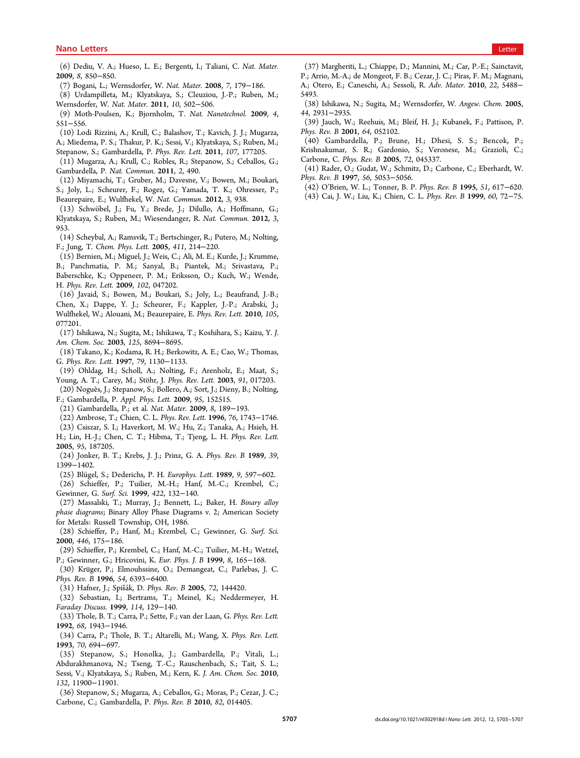(6) Dediu, V. A.; Hueso, L. E.; Bergenti, I.; Taliani, C. *Nat. Mater.* **2009**, *8*, 850−850.

(7) Bogani, L.; Wernsdorfer, W. *Nat. Mater.* **2008**, *7*, 179−186.

(8) Urdampilleta, M.; Klyatskaya, S.; Cleuziou, J.-P.; Ruben, M.; Wernsdorfer, W. *Nat. Mater.* **2011**, *10*, 502−506.

(9) Moth-Poulsen, K.; Bjornholm, T. *Nat. Nanotechnol.* **2009**, *4*, 551−556.

(10) Lodi Rizzini, A.; Krull, C.; Balashov, T.; Kavich, J. J.; Mugarza, A.; Miedema, P. S.; Thakur, P. K.; Sessi, V.; Klyatskaya, S.; Ruben, M.; Stepanow, S.; Gambardella, P. *Phys. Rev. Lett.* **2011**, *107*, 177205.

(11) Mugarza, A.; Krull, C.; Robles, R.; Stepanow, S.; Ceballos, G.; Gambardella, P. *Nat. Commun.* **2011**, *2*, 490.

(12) Miyamachi, T.; Gruber, M.; Davesne, V.; Bowen, M.; Boukari, S.; Joly, L.; Scheurer, F.; Rogez, G.; Yamada, T. K.; Ohresser, P.; Beaurepaire, E.; Wulfhekel, W. *Nat. Commun.* **2012**, *3*, 938.

(13) Schwöbel, J.; Fu, Y.; Brede, J.; Dilullo, A.; Hoffmann, G.; Klyatskaya, S.; Ruben, M.; Wiesendanger, R. *Nat. Commun.* **2012**, *3*, 953.

(14) Scheybal, A.; Ramsvik, T.; Bertschinger, R.; Putero, M.; Nolting, F.; Jung, T. *Chem. Phys. Lett.* **2005**, *411*, 214−220.

(15) Bernien, M.; Miguel, J.; Weis, C.; Ali, M. E.; Kurde, J.; Krumme, B.; Panchmatia, P. M.; Sanyal, B.; Piantek, M.; Srivastava, P.; Baberschke, K.; Oppeneer, P. M.; Eriksson, O.; Kuch, W.; Wende, H. *Phys. Rev. Lett.* **2009**, *102*, 047202.

(16) Javaid, S.; Bowen, M.; Boukari, S.; Joly, L.; Beaufrand, J.-B.; Chen, X.; Dappe, Y. J.; Scheurer, F.; Kappler, J.-P.; Arabski, J.; Wulfhekel, W.; Alouani, M.; Beaurepaire, E. *Phys. Rev. Lett.* **2010**, *105*, 077201.

(17) Ishikawa, N.; Sugita, M.; Ishikawa, T.; Koshihara, S.; Kaizu, Y. *J. Am. Chem. Soc.* **2003**, *125*, 8694−8695.

(18) Takano, K.; Kodama, R. H.; Berkowitz, A. E.; Cao, W.; Thomas, G. *Phys. Rev. Lett.* **1997**, *79*, 1130−1133.

(19) Ohldag, H.; Scholl, A.; Nolting, F.; Arenholz, E.; Maat, S.; Young, A. T.; Carey, M.; Stöhr, J. *Phys. Rev. Lett.* **2003**, *91*, 017203.

(20) Nogués, J.; Stepanow, S.; Bollero, A.; Sort, J.; Dieny, B.; Nolting, F.; Gambardella, P. *Appl. Phys. Lett.* **2009**, *95*, 152515.

(21) Gambardella, P.; et al. *Nat. Mater.* **2009**, *8*, 189−193.

(22) Ambrose, T.; Chien, C. L. *Phys. Rev. Lett.* **1996**, *76*, 1743−1746.

(23) Csiszar, S. I.; Haverkort, M. W.; Hu, Z.; Tanaka, A.; Hsieh, H. H.; Lin, H.-J.; Chen, C. T.; Hibma, T.; Tjeng, L. H. *Phys. Rev. Lett.* **2005**, *95*, 187205.

(24) Jonker, B. T.; Krebs, J. J.; Prinz, G. A. *Phys. Rev. B* **1989**, *39*, 1399−1402.

(25) Blügel, S.; Dederichs, P. H. *Europhys. Lett.* **1989**, *9*, 597−602.

(26) Schieffer, P.; Tuilier, M.-H.; Hanf, M.-C.; Krembel, C.; Gewinner, G. *Surf. Sci.* **1999**, *422*, 132−140.

(27) Massalski, T.; Murray, J.; Bennett, L.; Baker, H. *Binary alloy phase diagrams*; Binary Alloy Phase Diagrams v. 2; American Society for Metals: Russell Township, OH, 1986.

(28) Schieffer, P.; Hanf, M.; Krembel, C.; Gewinner, G. *Surf. Sci.* **2000**, *446*, 175−186.

(29) Schieffer, P.; Krembel, C.; Hanf, M.-C.; Tuilier, M.-H.; Wetzel, P.; Gewinner, G.; Hricovini, K. *Eur. Phys. J. B* **1999**, *8*, 165−168.

(30) Krüger, P.; Elmouhssine, O.; Demangeat, C.; Parlebas, J. C. *Phys. Rev. B* **1996**, *54*, 6393−6400.

(31) Hafner, J.; Spišák, D. *Phys. Rev. B* **2005**, *72*, 144420.

(32) Sebastian, I.; Bertrams, T.; Meinel, K.; Neddermeyer, H. *Faraday Discuss.* **1999**, *114*, 129−140.

(33) Thole, B. T.; Carra, P.; Sette, F.; van der Laan, G. *Phys. Rev. Lett.* **1992**, *68*, 1943−1946.

(34) Carra, P.; Thole, B. T.; Altarelli, M.; Wang, X. *Phys. Rev. Lett.* **1993**, *70*, 694−697.

(35) Stepanow, S.; Honolka, J.; Gambardella, P.; Vitali, L.; Abdurakhmanova, N.; Tseng, T.-C.; Rauschenbach, S.; Tait, S. L.; Sessi, V.; Klyatskaya, S.; Ruben, M.; Kern, K. *J. Am. Chem. Soc.* **2010**, *132*, 11900−11901.

(36) Stepanow, S.; Mugarza, A.; Ceballos, G.; Moras, P.; Cezar, J. C.; Carbone, C.; Gambardella, P. *Phys. Rev. B* **2010**, *82*, 014405.

(37) Margheriti, L.; Chiappe, D.; Mannini, M.; Car, P.-E.; Sainctavit, P.; Arrio, M.-A.; de Mongeot, F. B.; Cezar, J. C.; Piras, F. M.; Magnani, A.; Otero, E.; Caneschi, A.; Sessoli, R. *Adv. Mater.* **2010**, *22*, 5488−5493.

(38) Ishikawa, N.; Sugita, M.; Wernsdorfer, W. *Angew. Chem.* **2005**, *44*, 2931−2935.

(39) Jauch, W.; Reehuis, M.; Bleif, H. J.; Kubanek, F.; Pattison, P. *Phys. Rev. B* **2001**, *64*, 052102.

(40) Gambardella, P.; Brune, H.; Dhesi, S. S.; Bencok, P.; Krishnakumar, S. R.; Gardonio, S.; Veronese, M.; Grazioli, C.; Carbone, C. *Phys. Rev. B* **2005**, *72*, 045337.

(41) Rader, O.; Gudat, W.; Schmitz, D.; Carbone, C.; Eberhardt, W. *Phys. Rev. B* **1997**, *56*, 5053−5056.

(42) O'Brien, W. L.; Tonner, B. P. *Phys. Rev. B* **1995**, *51*, 617−620.

(43) Cai, J. W.; Liu, K.; Chien, C. L. *Phys. Rev. B* **1999**, *60*, 72−75.